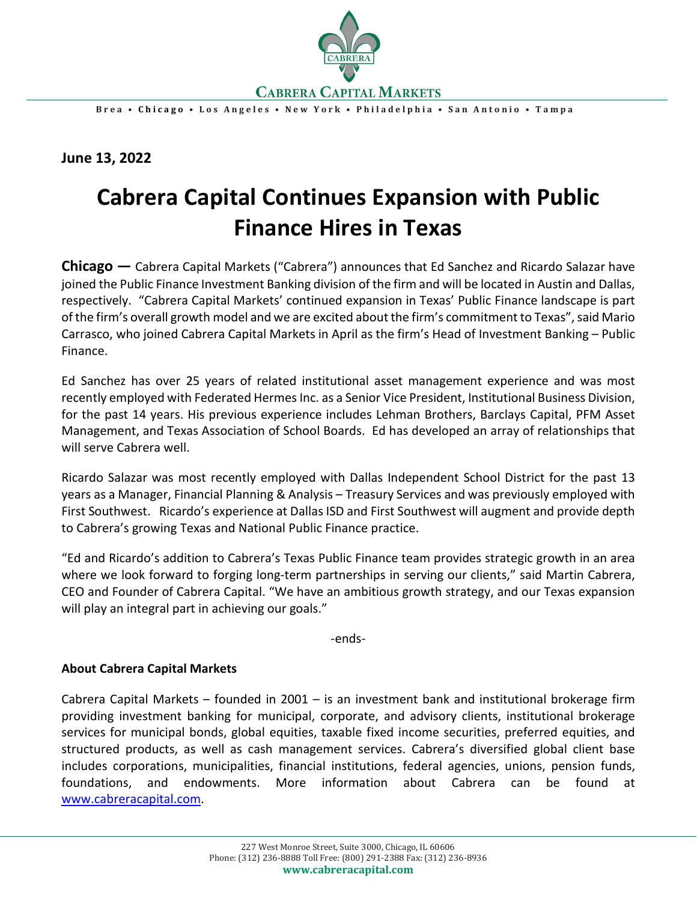CABRERA CAPITAL MARKETS

Brea • Chicago • Los Angeles • New York • Philadelphia • San Antonio • Tampa

**June 13, 2022**

# Cabrera Capital Continues Expansion with Public Finance Hires in Texas

**Chicago —** Cabrera Capital Markets ("Cabrera") announces that Ed Sanchez and Ricardo Salazar have joined the Public Finance Investment Banking division of the firm and will be located in Austin and Dallas, respectively. "Cabrera Capital Markets' continued expansion in Texas' Public Finance landscape is part of the firm's overall growth model and we are excited about the firm's commitment to Texas", said Mario Carrasco, who joined Cabrera Capital Markets in April as the firm's Head of Investment Banking – Public Finance.

Ed Sanchez has over 25 years of related institutional asset management experience and was most recently employed with Federated Hermes Inc. as a Senior Vice President, Institutional Business Division, for the past 14 years. His previous experience includes Lehman Brothers, Barclays Capital, PFM Asset Management, and Texas Association of School Boards. Ed has developed an array of relationships that will serve Cabrera well.

Ricardo Salazar was most recently employed with Dallas Independent School District for the past 13 years as a Manager, Financial Planning & Analysis – Treasury Services and was previously employed with First Southwest. Ricardo's experience at Dallas ISD and First Southwest will augment and provide depth to Cabrera's growing Texas and National Public Finance practice.

"Ed and Ricardo's addition to Cabrera's Texas Public Finance team provides strategic growth in an area where we look forward to forging long-term partnerships in serving our clients," said Martin Cabrera, CEO and Founder of Cabrera Capital. "We have an ambitious growth strategy, and our Texas expansion will play an integral part in achieving our goals."

-ends-

**About Cabrera Capital Markets**

Cabrera Capital Markets – founded in 2001 – is an investment bank and institutional brokerage firm providing investment banking for municipal, corporate, and advisory clients, institutional brokerage services for municipal bonds, global equities, taxable fixed income securities, preferred equities, and structured products, as well as cash management services. Cabrera's diversified global client base includes corporations, municipalities, financial institutions, federal agencies, unions, pension funds, foundations, and endowments. More information about Cabrera can be found at www.cabreracapital.com.

227 West Monroe Street, Suite 3000, Chicago, IL 60606
Phone: (312) 236-8888 Toll Free: (800) 291-2388 Fax: (312) 236-8936
**www.cabreracapital.com**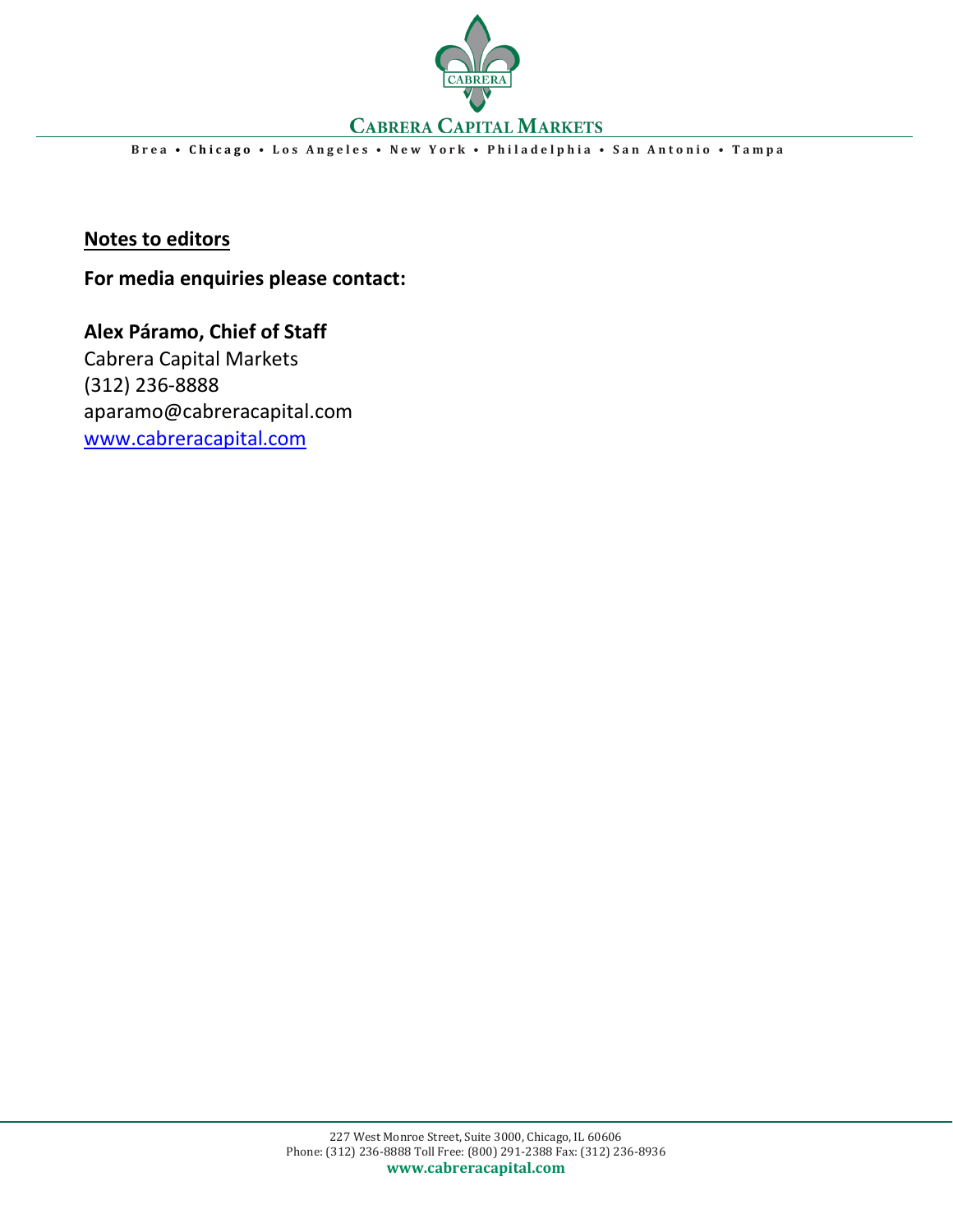**Notes to editors**

**For media enquiries please contact:**

**Alex Páramo, Chief of Staff**
Cabrera Capital Markets
(312) 236-8888
aparamo@cabreracapital.com
www.cabreracapital.com